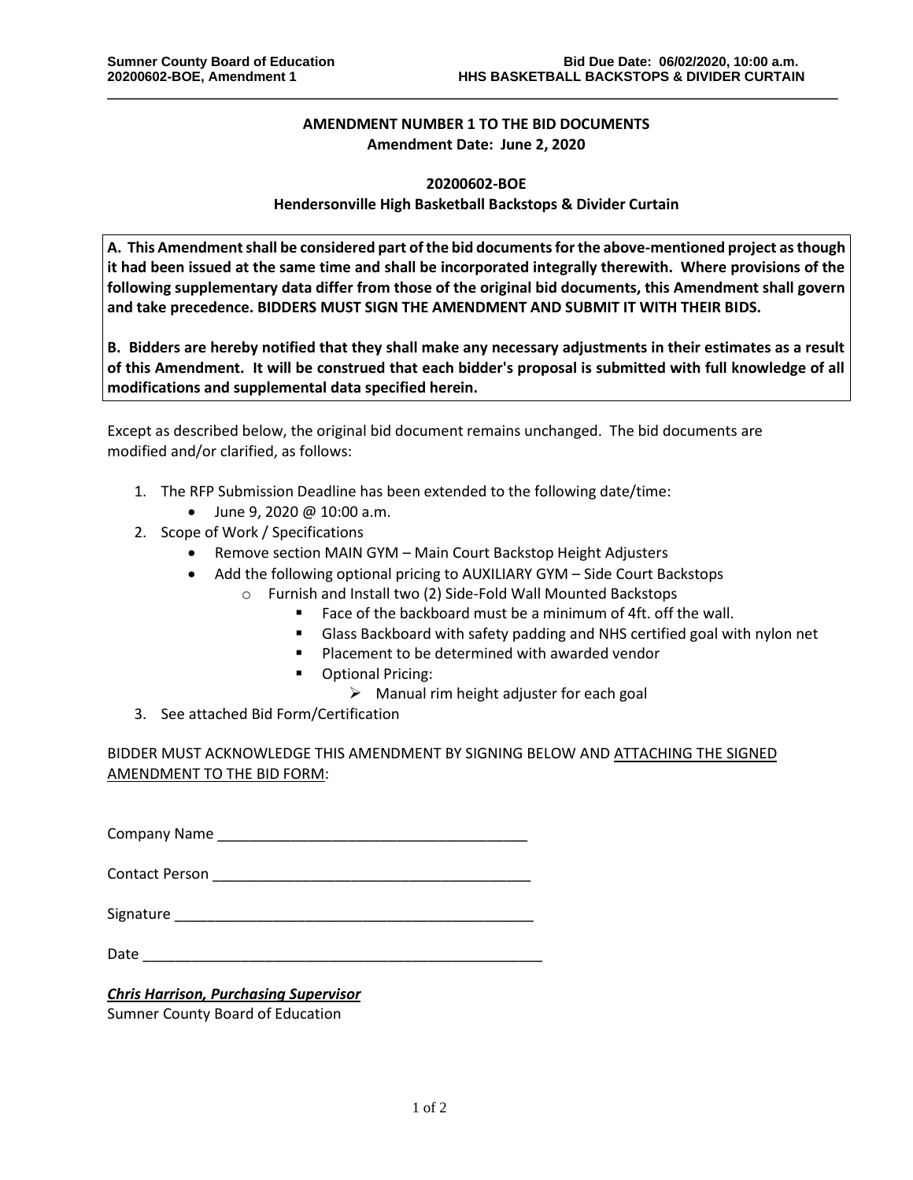**AMENDMENT NUMBER 1 TO THE BID DOCUMENTS**
**Amendment Date: June 2, 2020**

**20200602-BOE**
**Hendersonville High Basketball Backstops & Divider Curtain**

**A. This Amendment shall be considered part of the bid documents for the above-mentioned project as though it had been issued at the same time and shall be incorporated integrally therewith. Where provisions of the following supplementary data differ from those of the original bid documents, this Amendment shall govern and take precedence. BIDDERS MUST SIGN THE AMENDMENT AND SUBMIT IT WITH THEIR BIDS.**

**B. Bidders are hereby notified that they shall make any necessary adjustments in their estimates as a result of this Amendment. It will be construed that each bidder's proposal is submitted with full knowledge of all modifications and supplemental data specified herein.**

Except as described below, the original bid document remains unchanged. The bid documents are modified and/or clarified, as follows:

1. The RFP Submission Deadline has been extended to the following date/time:
   - June 9, 2020 @ 10:00 a.m.
2. Scope of Work / Specifications
   - Remove section MAIN GYM – Main Court Backstop Height Adjusters
   - Add the following optional pricing to AUXILIARY GYM – Side Court Backstops
     - Furnish and Install two (2) Side-Fold Wall Mounted Backstops
       - Face of the backboard must be a minimum of 4ft. off the wall.
       - Glass Backboard with safety padding and NHS certified goal with nylon net
       - Placement to be determined with awarded vendor
       - Optional Pricing:
         - Manual rim height adjuster for each goal
3. See attached Bid Form/Certification

BIDDER MUST ACKNOWLEDGE THIS AMENDMENT BY SIGNING BELOW AND ATTACHING THE SIGNED AMENDMENT TO THE BID FORM:

Company Name ______________________________________

Contact Person ______________________________________

Signature ___________________________________________

Date _______________________________________________

***Chris Harrison, Purchasing Supervisor***
Sumner County Board of Education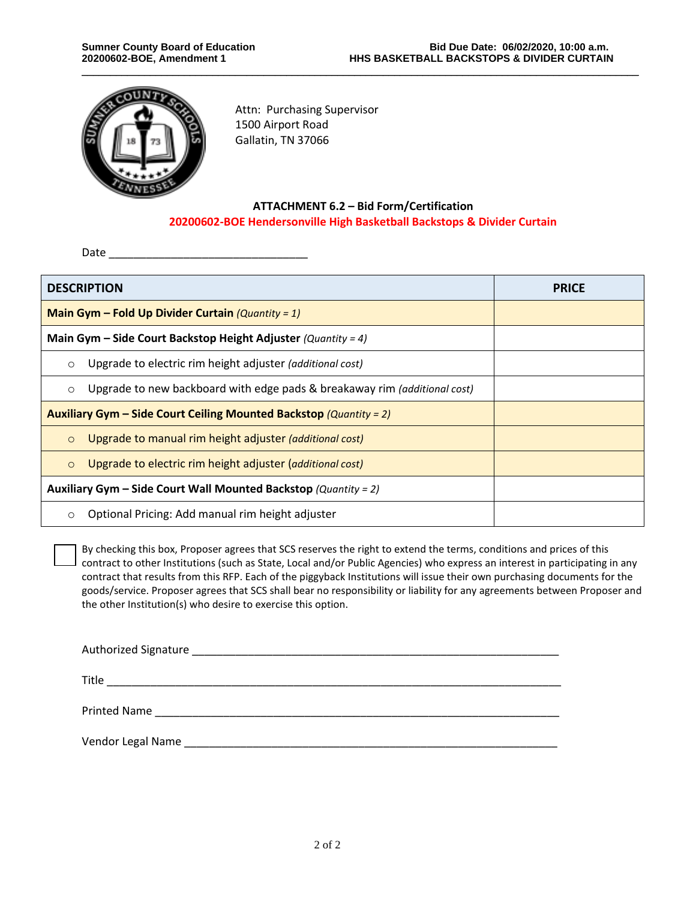Sumner County Board of Education
20200602-BOE, Amendment 1

Bid Due Date: 06/02/2020, 10:00 a.m.
HHS BASKETBALL BACKSTOPS & DIVIDER CURTAIN

Attn: Purchasing Supervisor
1500 Airport Road
Gallatin, TN 37066

## ATTACHMENT 6.2 – Bid Form/Certification

### 20200602-BOE Hendersonville High Basketball Backstops & Divider Curtain

Date ______________________________

| DESCRIPTION | PRICE |
|---|---|
| **Main Gym – Fold Up Divider Curtain** *(Quantity = 1)* | |
| **Main Gym – Side Court Backstop Height Adjuster** *(Quantity = 4)* | |
| ○ Upgrade to electric rim height adjuster *(additional cost)* | |
| ○ Upgrade to new backboard with edge pads & breakaway rim *(additional cost)* | |
| **Auxiliary Gym – Side Court Ceiling Mounted Backstop** *(Quantity = 2)* | |
| ○ Upgrade to manual rim height adjuster *(additional cost)* | |
| ○ Upgrade to electric rim height adjuster (*additional cost)* | |
| **Auxiliary Gym – Side Court Wall Mounted Backstop** *(Quantity = 2)* | |
| ○ Optional Pricing: Add manual rim height adjuster | |

☐ By checking this box, Proposer agrees that SCS reserves the right to extend the terms, conditions and prices of this contract to other Institutions (such as State, Local and/or Public Agencies) who express an interest in participating in any contract that results from this RFP. Each of the piggyback Institutions will issue their own purchasing documents for the goods/service. Proposer agrees that SCS shall bear no responsibility or liability for any agreements between Proposer and the other Institution(s) who desire to exercise this option.

Authorized Signature ____________________________________________________________

Title ____________________________________________________________

Printed Name ____________________________________________________________

Vendor Legal Name ____________________________________________________________